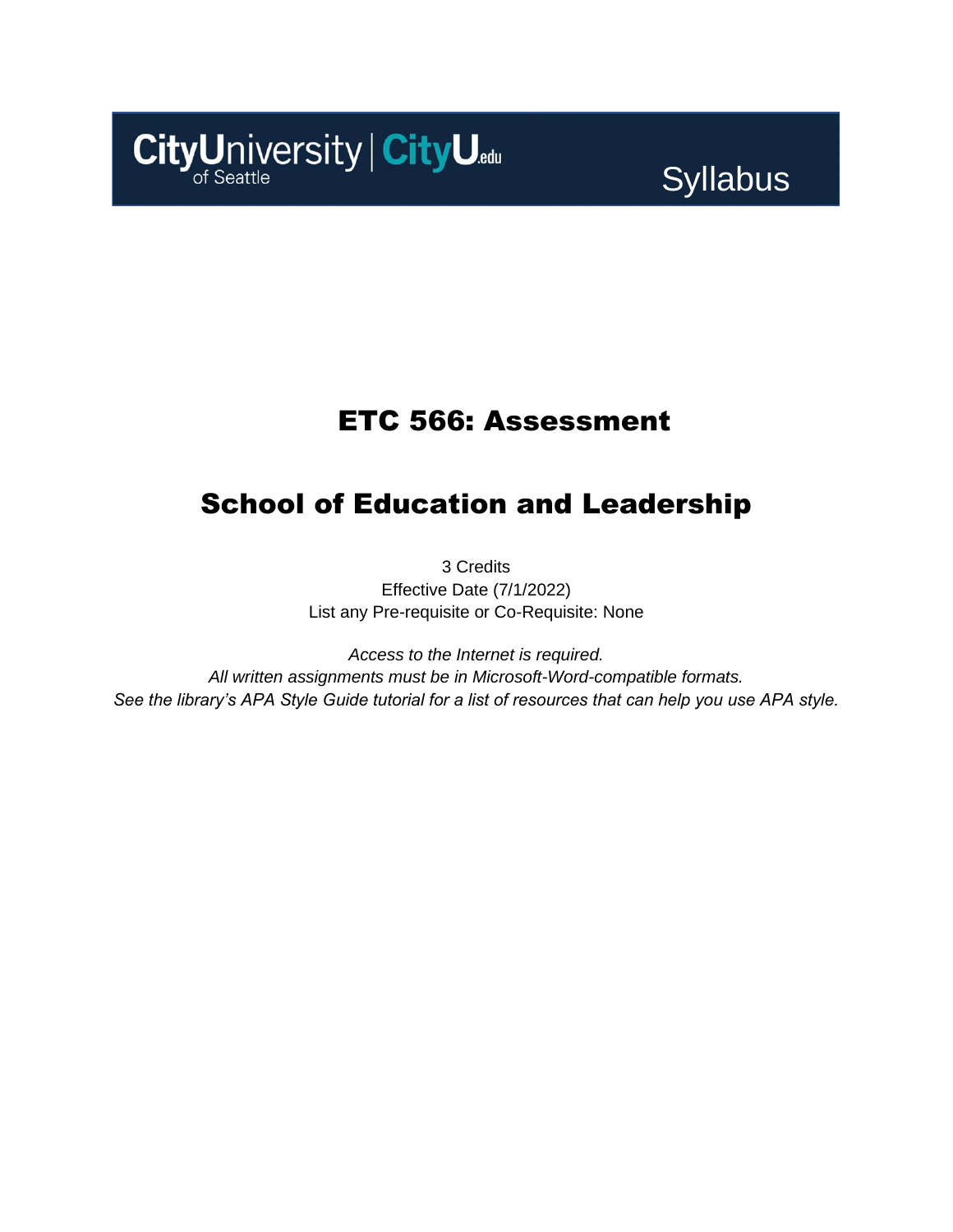CityUniversity of Seattle | CityU.edu

Syllabus

# ETC 566: Assessment

# School of Education and Leadership

3 Credits
Effective Date (7/1/2022)
List any Pre-requisite or Co-Requisite: None

*Access to the Internet is required.*
*All written assignments must be in Microsoft-Word-compatible formats.*
*See the library's APA Style Guide tutorial for a list of resources that can help you use APA style.*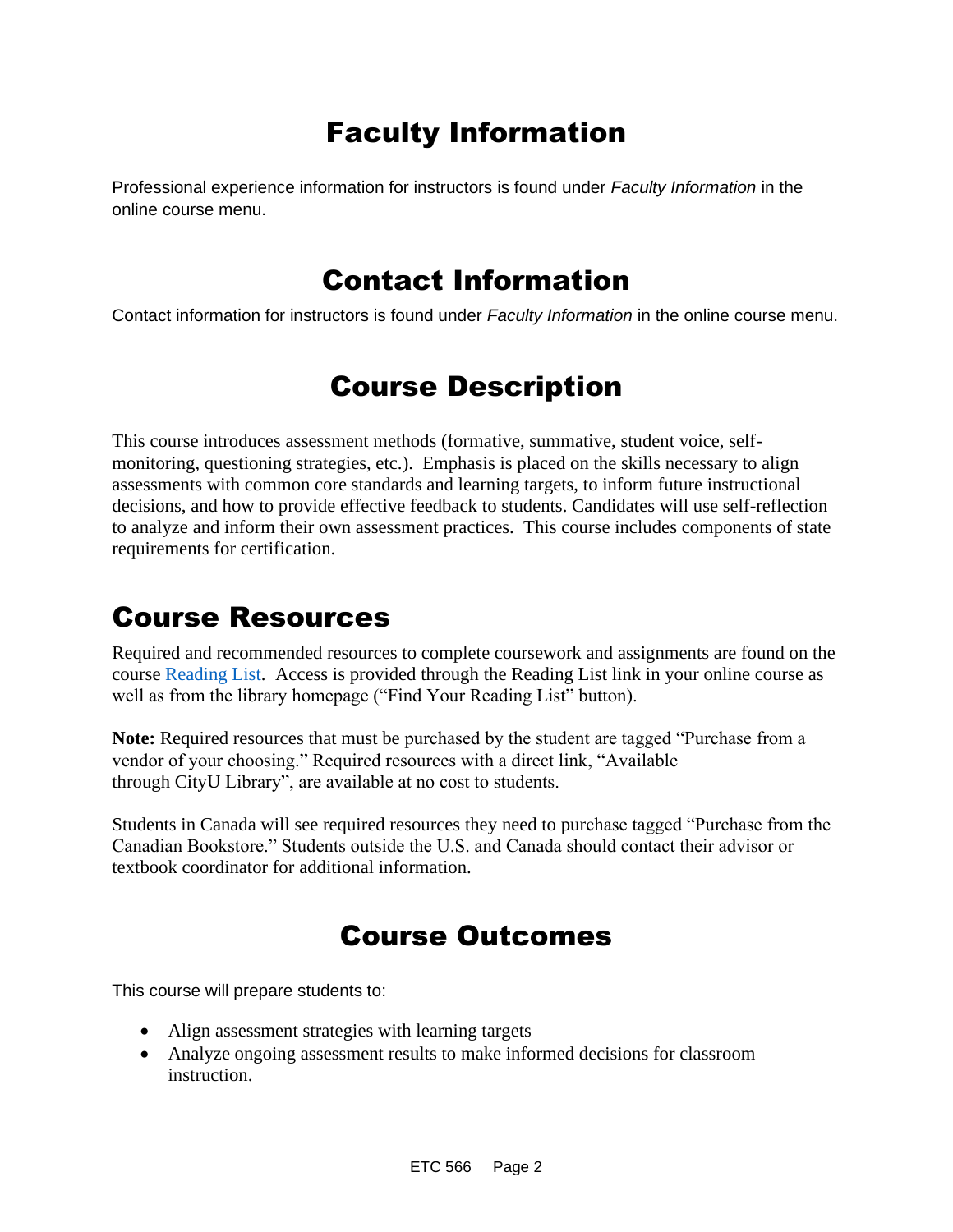# Faculty Information

Professional experience information for instructors is found under *Faculty Information* in the online course menu.

# Contact Information

Contact information for instructors is found under *Faculty Information* in the online course menu.

# Course Description

This course introduces assessment methods (formative, summative, student voice, self-monitoring, questioning strategies, etc.). Emphasis is placed on the skills necessary to align assessments with common core standards and learning targets, to inform future instructional decisions, and how to provide effective feedback to students. Candidates will use self-reflection to analyze and inform their own assessment practices. This course includes components of state requirements for certification.

# Course Resources

Required and recommended resources to complete coursework and assignments are found on the course Reading List. Access is provided through the Reading List link in your online course as well as from the library homepage ("Find Your Reading List" button).

**Note:** Required resources that must be purchased by the student are tagged "Purchase from a vendor of your choosing." Required resources with a direct link, "Available through CityU Library", are available at no cost to students.

Students in Canada will see required resources they need to purchase tagged "Purchase from the Canadian Bookstore." Students outside the U.S. and Canada should contact their advisor or textbook coordinator for additional information.

# Course Outcomes

This course will prepare students to:

- Align assessment strategies with learning targets
- Analyze ongoing assessment results to make informed decisions for classroom instruction.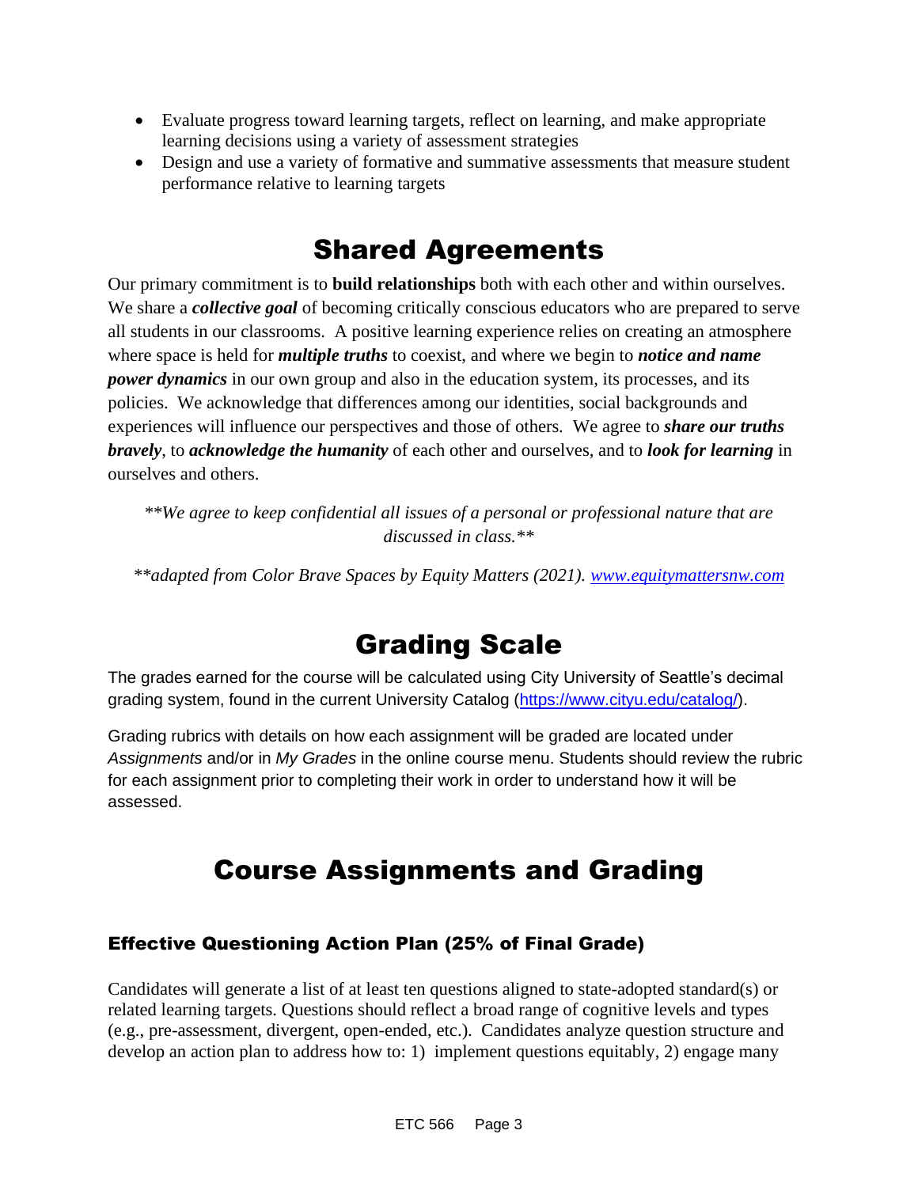- Evaluate progress toward learning targets, reflect on learning, and make appropriate learning decisions using a variety of assessment strategies
- Design and use a variety of formative and summative assessments that measure student performance relative to learning targets

# Shared Agreements

Our primary commitment is to **build relationships** both with each other and within ourselves. We share a ***collective goal*** of becoming critically conscious educators who are prepared to serve all students in our classrooms. A positive learning experience relies on creating an atmosphere where space is held for ***multiple truths*** to coexist, and where we begin to ***notice and name power dynamics*** in our own group and also in the education system, its processes, and its policies. We acknowledge that differences among our identities, social backgrounds and experiences will influence our perspectives and those of others. We agree to ***share our truths bravely***, to ***acknowledge the humanity*** of each other and ourselves, and to ***look for learning*** in ourselves and others.

*\*\*We agree to keep confidential all issues of a personal or professional nature that are discussed in class.\*\**

*\*\*adapted from Color Brave Spaces by Equity Matters (2021). [www.equitymattersnw.com](www.equitymattersnw.com)*

# Grading Scale

The grades earned for the course will be calculated using City University of Seattle's decimal grading system, found in the current University Catalog ([https://www.cityu.edu/catalog/](https://www.cityu.edu/catalog/)).

Grading rubrics with details on how each assignment will be graded are located under *Assignments* and/or in *My Grades* in the online course menu. Students should review the rubric for each assignment prior to completing their work in order to understand how it will be assessed.

# Course Assignments and Grading

### Effective Questioning Action Plan (25% of Final Grade)

Candidates will generate a list of at least ten questions aligned to state-adopted standard(s) or related learning targets. Questions should reflect a broad range of cognitive levels and types (e.g., pre-assessment, divergent, open-ended, etc.). Candidates analyze question structure and develop an action plan to address how to: 1) implement questions equitably, 2) engage many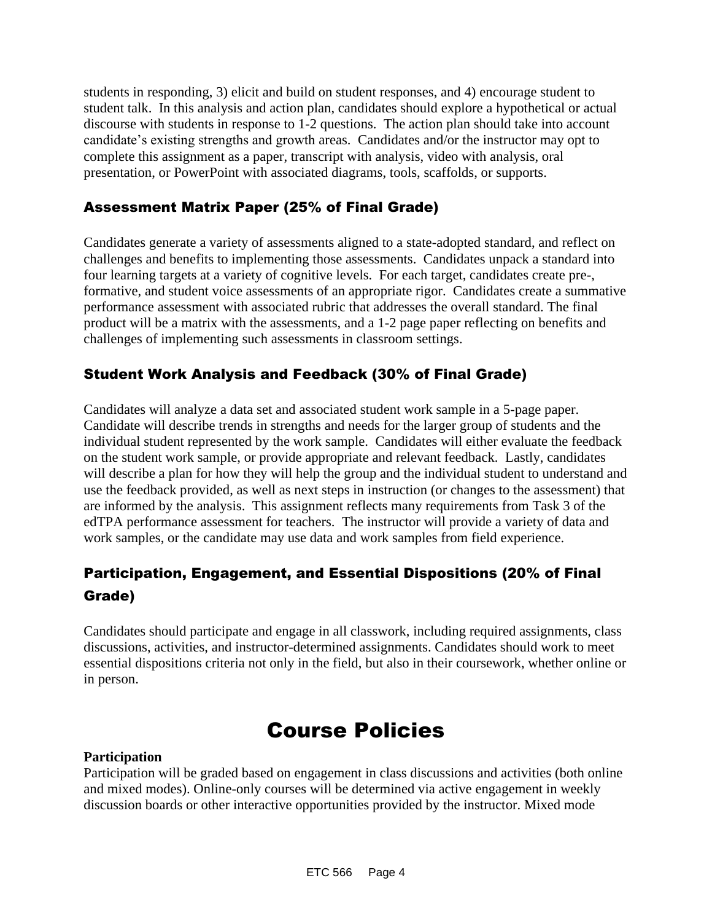students in responding, 3) elicit and build on student responses, and 4) encourage student to student talk. In this analysis and action plan, candidates should explore a hypothetical or actual discourse with students in response to 1-2 questions. The action plan should take into account candidate's existing strengths and growth areas. Candidates and/or the instructor may opt to complete this assignment as a paper, transcript with analysis, video with analysis, oral presentation, or PowerPoint with associated diagrams, tools, scaffolds, or supports.

### Assessment Matrix Paper (25% of Final Grade)

Candidates generate a variety of assessments aligned to a state-adopted standard, and reflect on challenges and benefits to implementing those assessments. Candidates unpack a standard into four learning targets at a variety of cognitive levels. For each target, candidates create pre-, formative, and student voice assessments of an appropriate rigor. Candidates create a summative performance assessment with associated rubric that addresses the overall standard. The final product will be a matrix with the assessments, and a 1-2 page paper reflecting on benefits and challenges of implementing such assessments in classroom settings.

### Student Work Analysis and Feedback (30% of Final Grade)

Candidates will analyze a data set and associated student work sample in a 5-page paper. Candidate will describe trends in strengths and needs for the larger group of students and the individual student represented by the work sample. Candidates will either evaluate the feedback on the student work sample, or provide appropriate and relevant feedback. Lastly, candidates will describe a plan for how they will help the group and the individual student to understand and use the feedback provided, as well as next steps in instruction (or changes to the assessment) that are informed by the analysis. This assignment reflects many requirements from Task 3 of the edTPA performance assessment for teachers. The instructor will provide a variety of data and work samples, or the candidate may use data and work samples from field experience.

### Participation, Engagement, and Essential Dispositions (20% of Final Grade)

Candidates should participate and engage in all classwork, including required assignments, class discussions, activities, and instructor-determined assignments. Candidates should work to meet essential dispositions criteria not only in the field, but also in their coursework, whether online or in person.

# Course Policies

**Participation**
Participation will be graded based on engagement in class discussions and activities (both online and mixed modes). Online-only courses will be determined via active engagement in weekly discussion boards or other interactive opportunities provided by the instructor. Mixed mode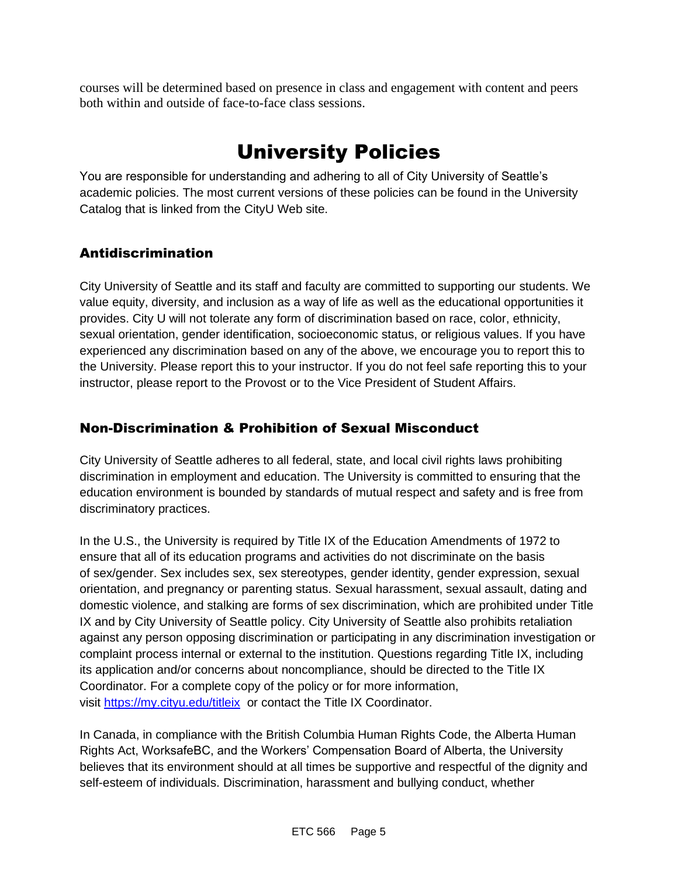courses will be determined based on presence in class and engagement with content and peers both within and outside of face-to-face class sessions.

# University Policies

You are responsible for understanding and adhering to all of City University of Seattle's academic policies. The most current versions of these policies can be found in the University Catalog that is linked from the CityU Web site.

## Antidiscrimination

City University of Seattle and its staff and faculty are committed to supporting our students. We value equity, diversity, and inclusion as a way of life as well as the educational opportunities it provides. City U will not tolerate any form of discrimination based on race, color, ethnicity, sexual orientation, gender identification, socioeconomic status, or religious values. If you have experienced any discrimination based on any of the above, we encourage you to report this to the University. Please report this to your instructor. If you do not feel safe reporting this to your instructor, please report to the Provost or to the Vice President of Student Affairs.

## Non-Discrimination & Prohibition of Sexual Misconduct

City University of Seattle adheres to all federal, state, and local civil rights laws prohibiting discrimination in employment and education. The University is committed to ensuring that the education environment is bounded by standards of mutual respect and safety and is free from discriminatory practices.

In the U.S., the University is required by Title IX of the Education Amendments of 1972 to ensure that all of its education programs and activities do not discriminate on the basis of sex/gender. Sex includes sex, sex stereotypes, gender identity, gender expression, sexual orientation, and pregnancy or parenting status. Sexual harassment, sexual assault, dating and domestic violence, and stalking are forms of sex discrimination, which are prohibited under Title IX and by City University of Seattle policy. City University of Seattle also prohibits retaliation against any person opposing discrimination or participating in any discrimination investigation or complaint process internal or external to the institution. Questions regarding Title IX, including its application and/or concerns about noncompliance, should be directed to the Title IX Coordinator. For a complete copy of the policy or for more information, visit [https://my.cityu.edu/titleix](https://my.cityu.edu/titleix) or contact the Title IX Coordinator.

In Canada, in compliance with the British Columbia Human Rights Code, the Alberta Human Rights Act, WorksafeBC, and the Workers' Compensation Board of Alberta, the University believes that its environment should at all times be supportive and respectful of the dignity and self-esteem of individuals. Discrimination, harassment and bullying conduct, whether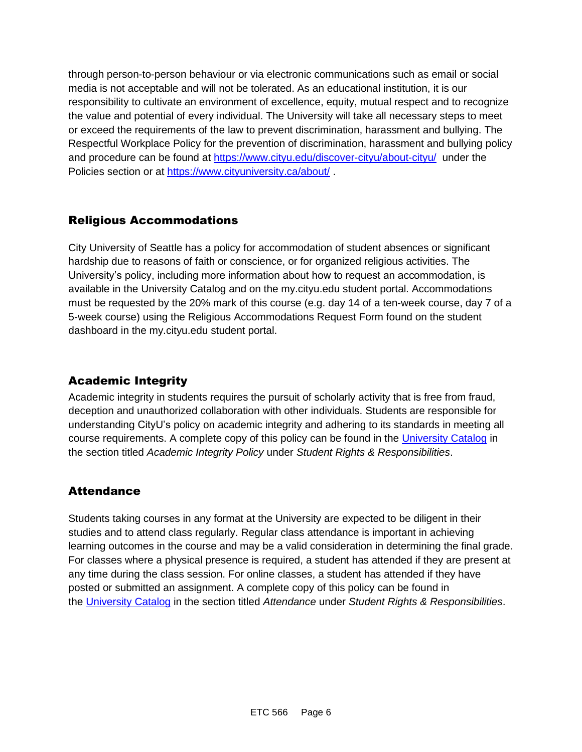through person-to-person behaviour or via electronic communications such as email or social media is not acceptable and will not be tolerated. As an educational institution, it is our responsibility to cultivate an environment of excellence, equity, mutual respect and to recognize the value and potential of every individual. The University will take all necessary steps to meet or exceed the requirements of the law to prevent discrimination, harassment and bullying. The Respectful Workplace Policy for the prevention of discrimination, harassment and bullying policy and procedure can be found at [https://www.cityu.edu/discover-cityu/about-cityu/](https://www.cityu.edu/discover-cityu/about-cityu/) under the Policies section or at [https://www.cityuniversity.ca/about/](https://www.cityuniversity.ca/about/) .

## Religious Accommodations

City University of Seattle has a policy for accommodation of student absences or significant hardship due to reasons of faith or conscience, or for organized religious activities. The University's policy, including more information about how to request an accommodation, is available in the University Catalog and on the my.cityu.edu student portal. Accommodations must be requested by the 20% mark of this course (e.g. day 14 of a ten-week course, day 7 of a 5-week course) using the Religious Accommodations Request Form found on the student dashboard in the my.cityu.edu student portal.

## Academic Integrity

Academic integrity in students requires the pursuit of scholarly activity that is free from fraud, deception and unauthorized collaboration with other individuals. Students are responsible for understanding CityU's policy on academic integrity and adhering to its standards in meeting all course requirements. A complete copy of this policy can be found in the University Catalog in the section titled *Academic Integrity Policy* under *Student Rights & Responsibilities*.

## Attendance

Students taking courses in any format at the University are expected to be diligent in their studies and to attend class regularly. Regular class attendance is important in achieving learning outcomes in the course and may be a valid consideration in determining the final grade. For classes where a physical presence is required, a student has attended if they are present at any time during the class session. For online classes, a student has attended if they have posted or submitted an assignment. A complete copy of this policy can be found in the University Catalog in the section titled *Attendance* under *Student Rights & Responsibilities*.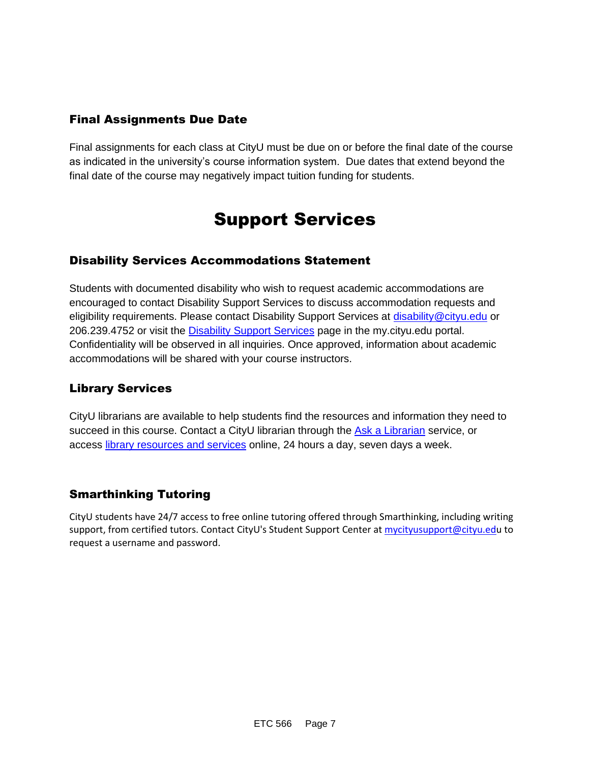### Final Assignments Due Date

Final assignments for each class at CityU must be due on or before the final date of the course as indicated in the university's course information system. Due dates that extend beyond the final date of the course may negatively impact tuition funding for students.

## Support Services

### Disability Services Accommodations Statement

Students with documented disability who wish to request academic accommodations are encouraged to contact Disability Support Services to discuss accommodation requests and eligibility requirements. Please contact Disability Support Services at disability@cityu.edu or 206.239.4752 or visit the Disability Support Services page in the my.cityu.edu portal. Confidentiality will be observed in all inquiries. Once approved, information about academic accommodations will be shared with your course instructors.

### Library Services

CityU librarians are available to help students find the resources and information they need to succeed in this course. Contact a CityU librarian through the Ask a Librarian service, or access library resources and services online, 24 hours a day, seven days a week.

### Smarthinking Tutoring

CityU students have 24/7 access to free online tutoring offered through Smarthinking, including writing support, from certified tutors. Contact CityU's Student Support Center at mycityusupport@cityu.edu to request a username and password.